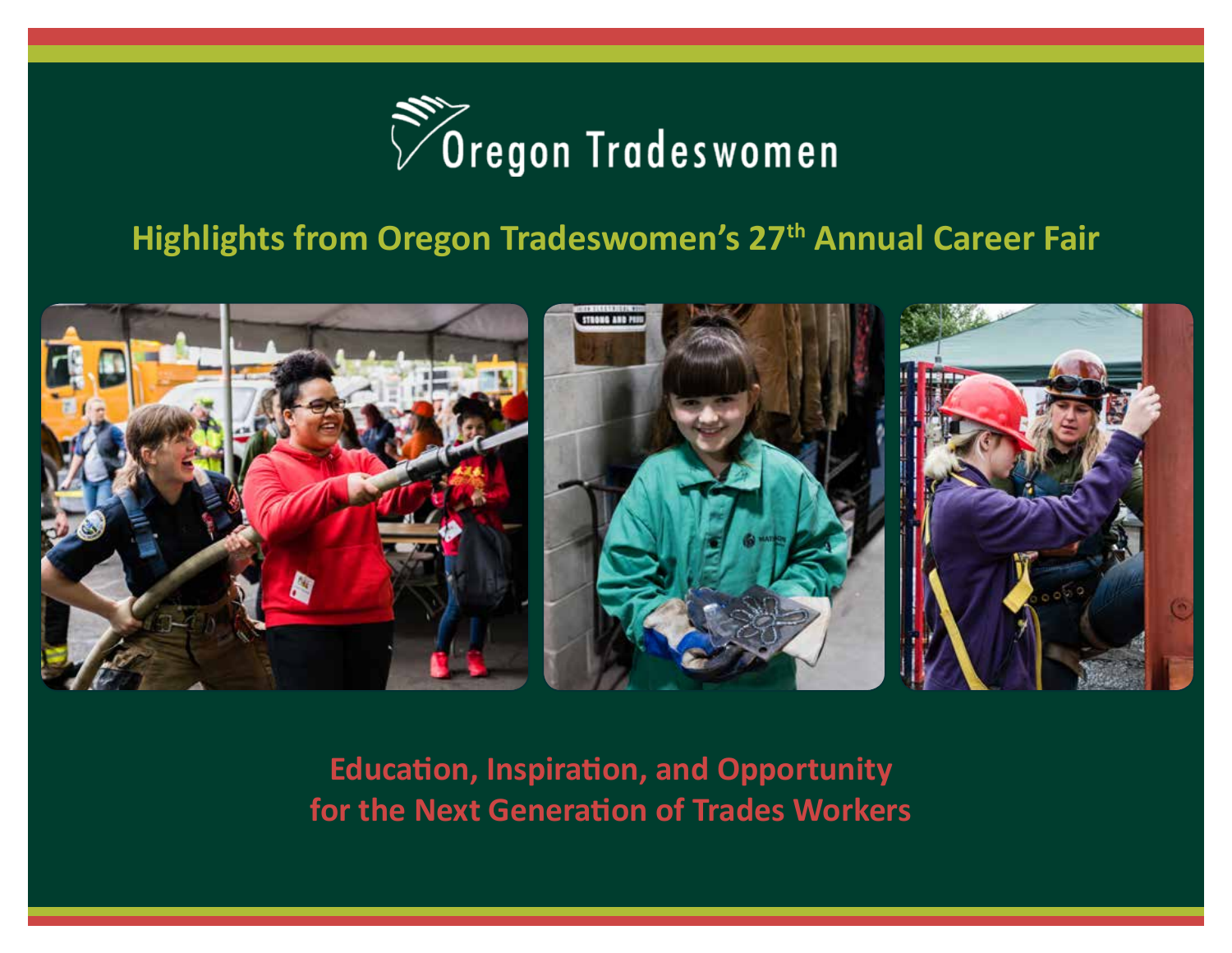Oregon Tradeswomen

# Highlights from Oregon Tradeswomen's 27th Annual Career Fair

## Education, Inspiration, and Opportunity for the Next Generation of Trades Workers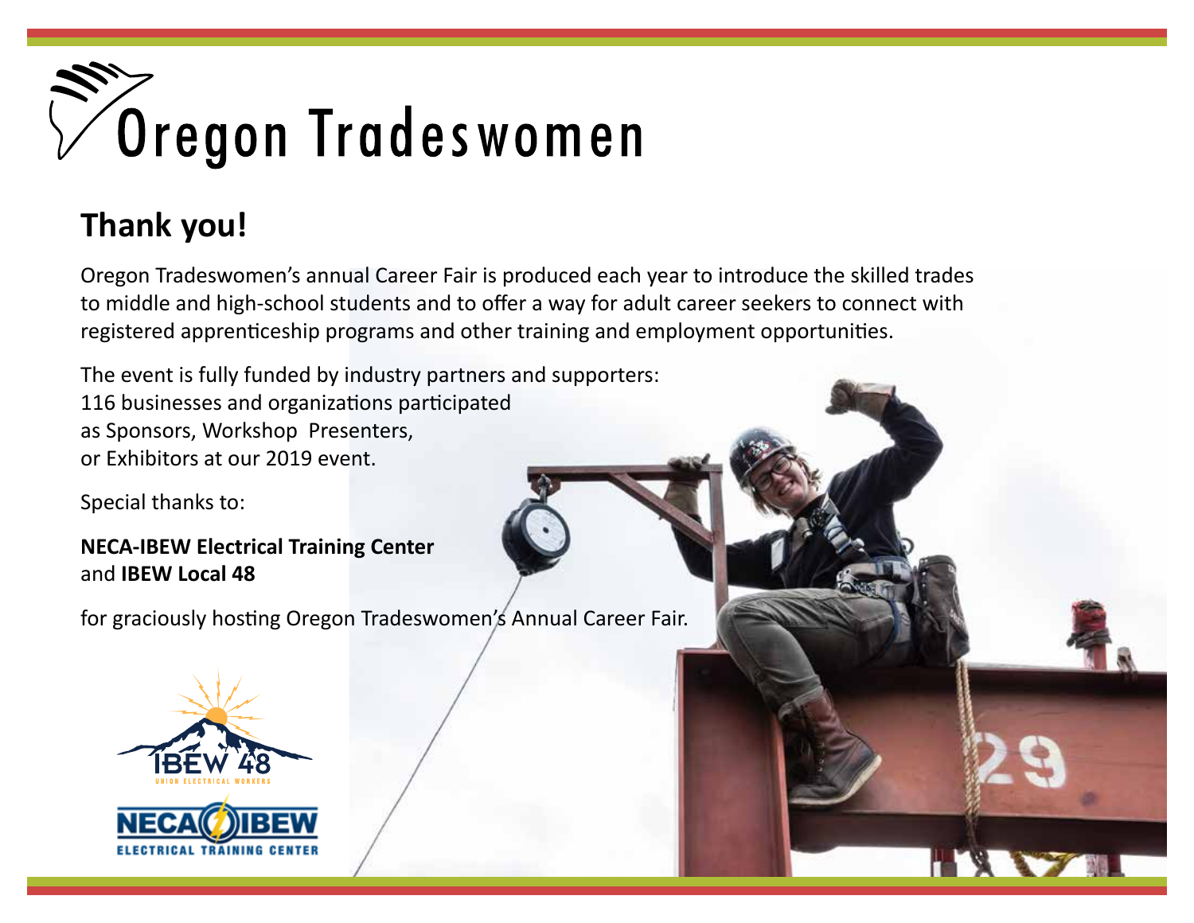# Oregon Tradeswomen

## Thank you!

Oregon Tradeswomen's annual Career Fair is produced each year to introduce the skilled trades to middle and high-school students and to offer a way for adult career seekers to connect with registered apprenticeship programs and other training and employment opportunities.

The event is fully funded by industry partners and supporters:
116 businesses and organizations participated
as Sponsors, Workshop Presenters,
or Exhibitors at our 2019 event.

Special thanks to:

**NECA-IBEW Electrical Training Center**
and **IBEW Local 48**

for graciously hosting Oregon Tradeswomen's Annual Career Fair.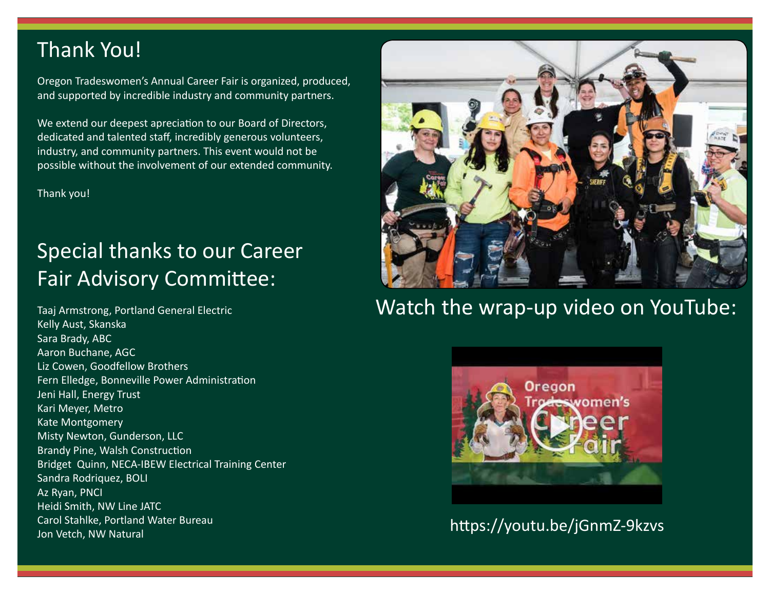## Thank You!

Oregon Tradeswomen's Annual Career Fair is organized, produced, and supported by incredible industry and community partners.

We extend our deepest apreciation to our Board of Directors, dedicated and talented staff, incredibly generous volunteers, industry, and community partners. This event would not be possible without the involvement of our extended community.

Thank you!

## Special thanks to our Career Fair Advisory Committee:

Taaj Armstrong, Portland General Electric
Kelly Aust, Skanska
Sara Brady, ABC
Aaron Buchane, AGC
Liz Cowen, Goodfellow Brothers
Fern Elledge, Bonneville Power Administration
Jeni Hall, Energy Trust
Kari Meyer, Metro
Kate Montgomery
Misty Newton, Gunderson, LLC
Brandy Pine, Walsh Construction
Bridget Quinn, NECA-IBEW Electrical Training Center
Sandra Rodriquez, BOLI
Az Ryan, PNCI
Heidi Smith, NW Line JATC
Carol Stahlke, Portland Water Bureau
Jon Vetch, NW Natural

## Watch the wrap-up video on YouTube:

https://youtu.be/jGnmZ-9kzvs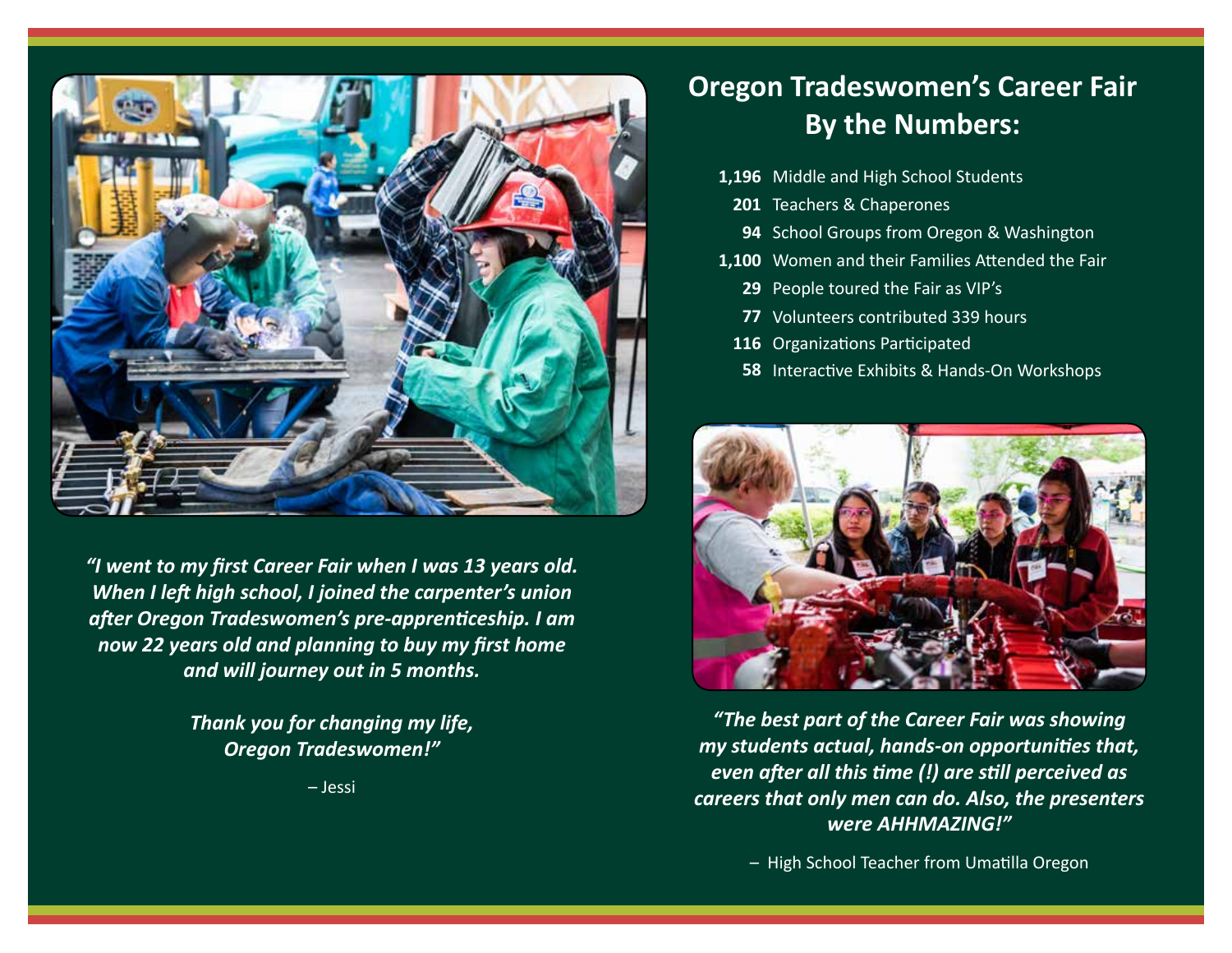## Oregon Tradeswomen's Career Fair By the Numbers:

- **1,196** Middle and High School Students
- **201** Teachers & Chaperones
- **94** School Groups from Oregon & Washington
- **1,100** Women and their Families Attended the Fair
- **29** People toured the Fair as VIP's
- **77** Volunteers contributed 339 hours
- **116** Organizations Participated
- **58** Interactive Exhibits & Hands-On Workshops

***"I went to my first Career Fair when I was 13 years old. When I left high school, I joined the carpenter's union after Oregon Tradeswomen's pre-apprenticeship. I am now 22 years old and planning to buy my first home and will journey out in 5 months.***

***Thank you for changing my life, Oregon Tradeswomen!"***

– Jessi

***"The best part of the Career Fair was showing my students actual, hands-on opportunities that, even after all this time (!) are still perceived as careers that only men can do. Also, the presenters were AHHMAZING!"***

– High School Teacher from Umatilla Oregon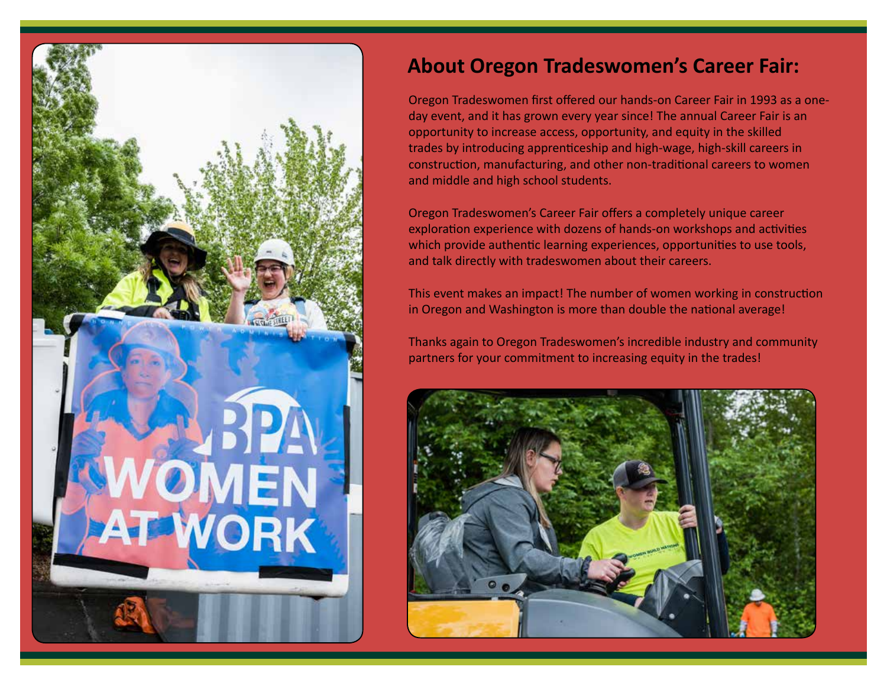## About Oregon Tradeswomen's Career Fair:

Oregon Tradeswomen first offered our hands-on Career Fair in 1993 as a one-day event, and it has grown every year since! The annual Career Fair is an opportunity to increase access, opportunity, and equity in the skilled trades by introducing apprenticeship and high-wage, high-skill careers in construction, manufacturing, and other non-traditional careers to women and middle and high school students.

Oregon Tradeswomen's Career Fair offers a completely unique career exploration experience with dozens of hands-on workshops and activities which provide authentic learning experiences, opportunities to use tools, and talk directly with tradeswomen about their careers.

This event makes an impact! The number of women working in construction in Oregon and Washington is more than double the national average!

Thanks again to Oregon Tradeswomen's incredible industry and community partners for your commitment to increasing equity in the trades!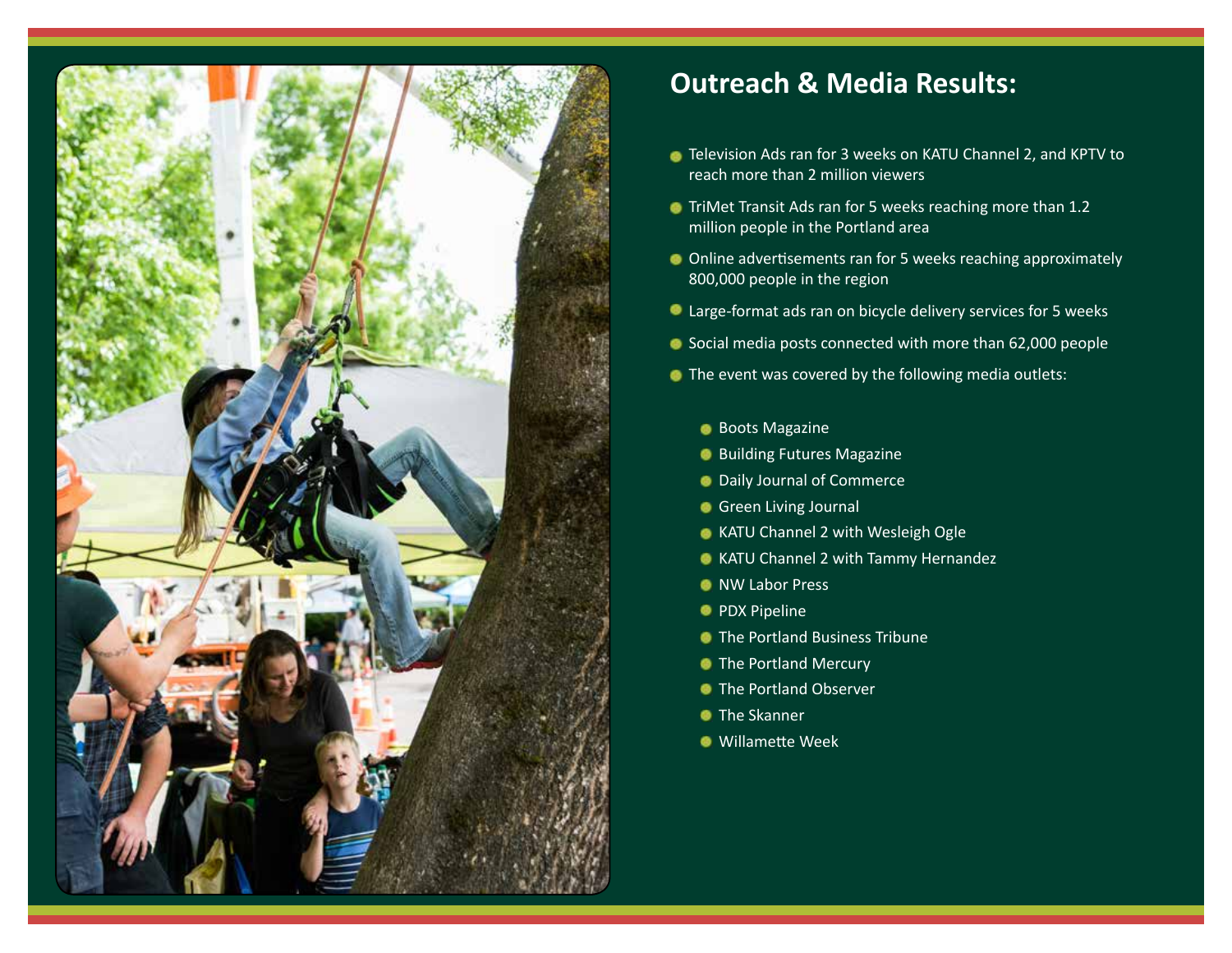## Outreach & Media Results:

- Television Ads ran for 3 weeks on KATU Channel 2, and KPTV to reach more than 2 million viewers
- TriMet Transit Ads ran for 5 weeks reaching more than 1.2 million people in the Portland area
- Online advertisements ran for 5 weeks reaching approximately 800,000 people in the region
- Large-format ads ran on bicycle delivery services for 5 weeks
- Social media posts connected with more than 62,000 people
- The event was covered by the following media outlets:
  - Boots Magazine
  - Building Futures Magazine
  - Daily Journal of Commerce
  - Green Living Journal
  - KATU Channel 2 with Wesleigh Ogle
  - KATU Channel 2 with Tammy Hernandez
  - NW Labor Press
  - PDX Pipeline
  - The Portland Business Tribune
  - The Portland Mercury
  - The Portland Observer
  - The Skanner
  - Willamette Week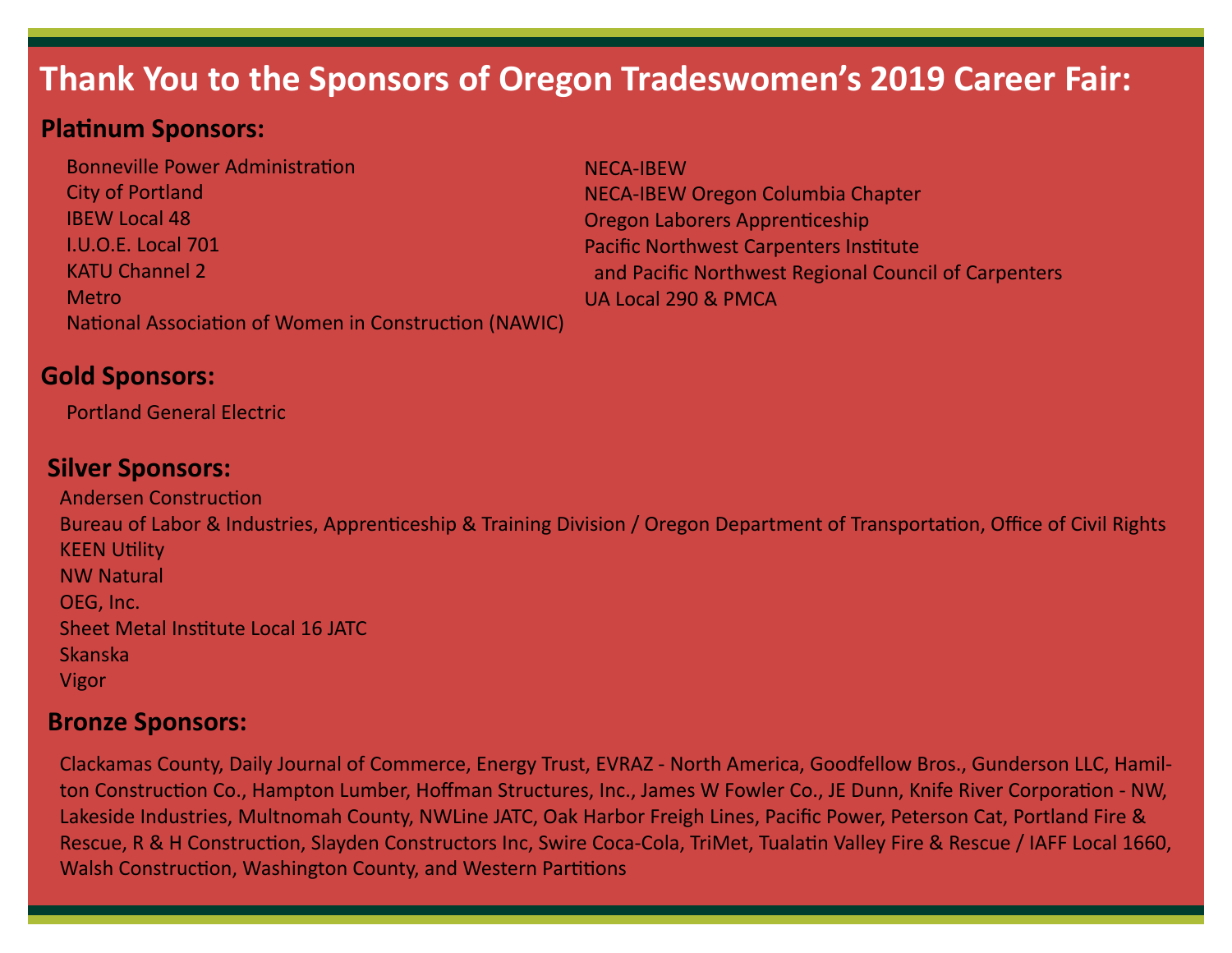# Thank You to the Sponsors of Oregon Tradeswomen's 2019 Career Fair:

## Platinum Sponsors:

Bonneville Power Administration
City of Portland
IBEW Local 48
I.U.O.E. Local 701
KATU Channel 2
Metro
National Association of Women in Construction (NAWIC)
NECA-IBEW
NECA-IBEW Oregon Columbia Chapter
Oregon Laborers Apprenticeship
Pacific Northwest Carpenters Institute and Pacific Northwest Regional Council of Carpenters
UA Local 290 & PMCA

## Gold Sponsors:

Portland General Electric

## Silver Sponsors:

Andersen Construction
Bureau of Labor & Industries, Apprenticeship & Training Division / Oregon Department of Transportation, Office of Civil Rights
KEEN Utility
NW Natural
OEG, Inc.
Sheet Metal Institute Local 16 JATC
Skanska
Vigor

## Bronze Sponsors:

Clackamas County, Daily Journal of Commerce, Energy Trust, EVRAZ - North America, Goodfellow Bros., Gunderson LLC, Hamilton Construction Co., Hampton Lumber, Hoffman Structures, Inc., James W Fowler Co., JE Dunn, Knife River Corporation - NW, Lakeside Industries, Multnomah County, NWLine JATC, Oak Harbor Freigh Lines, Pacific Power, Peterson Cat, Portland Fire & Rescue, R & H Construction, Slayden Constructors Inc, Swire Coca-Cola, TriMet, Tualatin Valley Fire & Rescue / IAFF Local 1660, Walsh Construction, Washington County, and Western Partitions